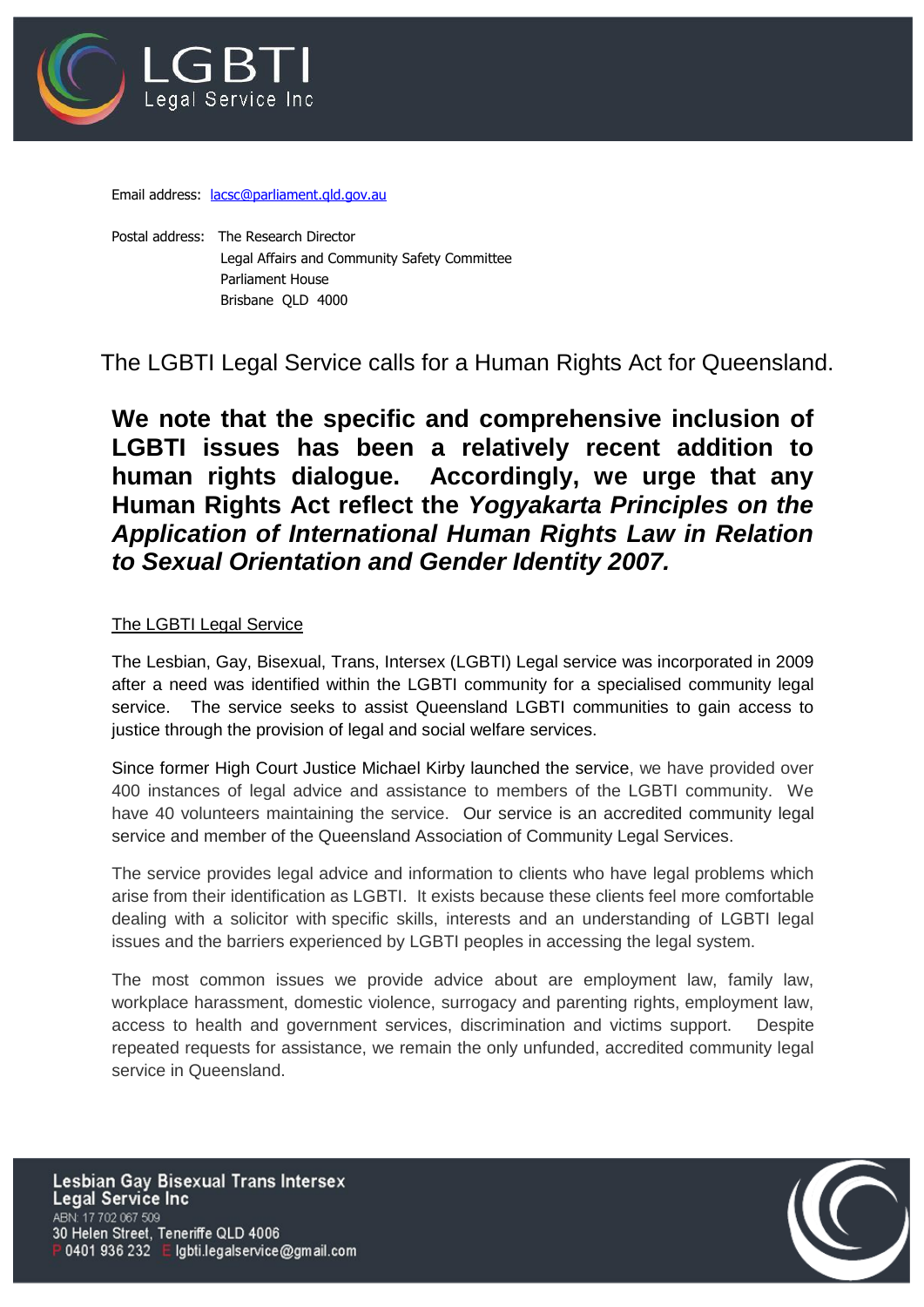LGBTI Legal Service Inc

Email address: lacsc@parliament.qld.gov.au

Postal address: The Research Director
Legal Affairs and Community Safety Committee
Parliament House
Brisbane QLD 4000

The LGBTI Legal Service calls for a Human Rights Act for Queensland.

**We note that the specific and comprehensive inclusion of LGBTI issues has been a relatively recent addition to human rights dialogue. Accordingly, we urge that any Human Rights Act reflect the *Yogyakarta Principles on the Application of International Human Rights Law in Relation to Sexual Orientation and Gender Identity 2007.***

## The LGBTI Legal Service

The Lesbian, Gay, Bisexual, Trans, Intersex (LGBTI) Legal service was incorporated in 2009 after a need was identified within the LGBTI community for a specialised community legal service. The service seeks to assist Queensland LGBTI communities to gain access to justice through the provision of legal and social welfare services.

Since former High Court Justice Michael Kirby launched the service, we have provided over 400 instances of legal advice and assistance to members of the LGBTI community. We have 40 volunteers maintaining the service. Our service is an accredited community legal service and member of the Queensland Association of Community Legal Services.

The service provides legal advice and information to clients who have legal problems which arise from their identification as LGBTI. It exists because these clients feel more comfortable dealing with a solicitor with specific skills, interests and an understanding of LGBTI legal issues and the barriers experienced by LGBTI peoples in accessing the legal system.

The most common issues we provide advice about are employment law, family law, workplace harassment, domestic violence, surrogacy and parenting rights, employment law, access to health and government services, discrimination and victims support. Despite repeated requests for assistance, we remain the only unfunded, accredited community legal service in Queensland.

Lesbian Gay Bisexual Trans Intersex
Legal Service Inc
ABN: 17 702 067 509
30 Helen Street, Teneriffe QLD 4006
P 0401 936 232 E lgbti.legalservice@gmail.com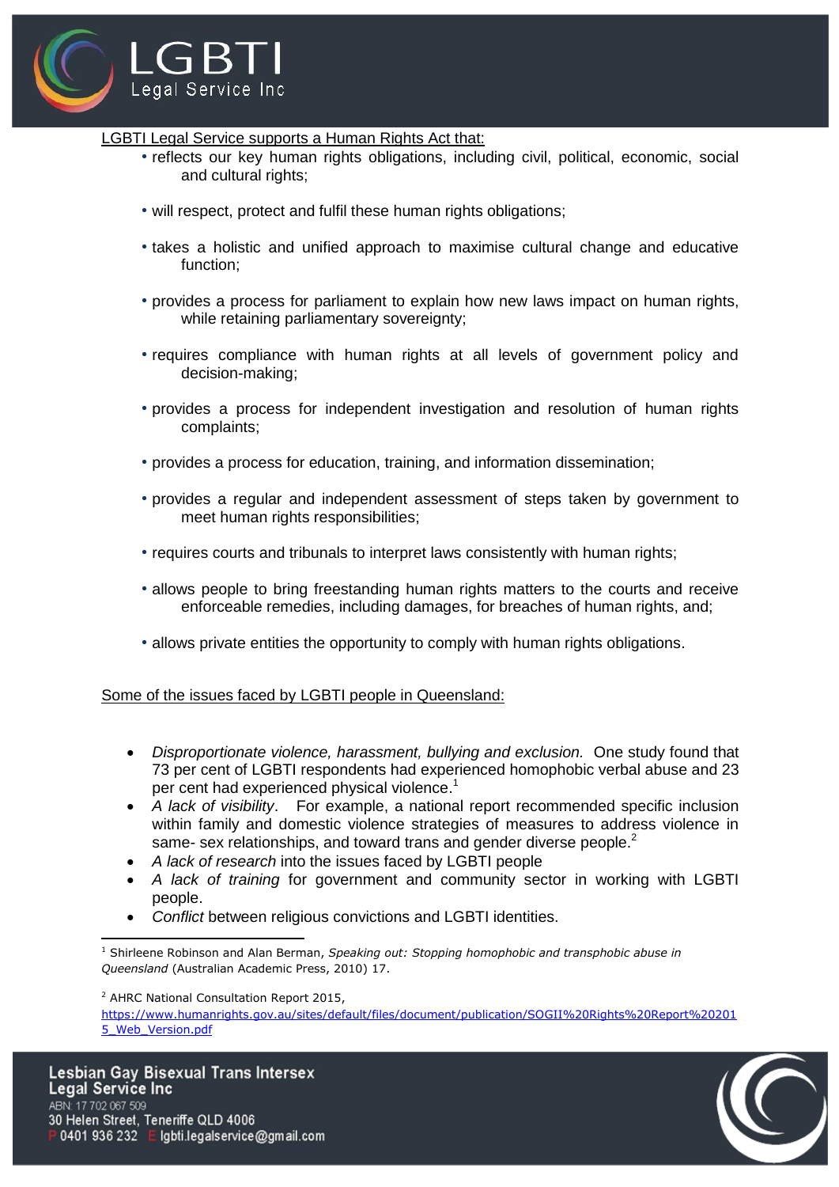LGBTI Legal Service supports a Human Rights Act that:

- reflects our key human rights obligations, including civil, political, economic, social and cultural rights;
- will respect, protect and fulfil these human rights obligations;
- takes a holistic and unified approach to maximise cultural change and educative function;
- provides a process for parliament to explain how new laws impact on human rights, while retaining parliamentary sovereignty;
- requires compliance with human rights at all levels of government policy and decision-making;
- provides a process for independent investigation and resolution of human rights complaints;
- provides a process for education, training, and information dissemination;
- provides a regular and independent assessment of steps taken by government to meet human rights responsibilities;
- requires courts and tribunals to interpret laws consistently with human rights;
- allows people to bring freestanding human rights matters to the courts and receive enforceable remedies, including damages, for breaches of human rights, and;
- allows private entities the opportunity to comply with human rights obligations.

Some of the issues faced by LGBTI people in Queensland:

- *Disproportionate violence, harassment, bullying and exclusion.* One study found that 73 per cent of LGBTI respondents had experienced homophobic verbal abuse and 23 per cent had experienced physical violence.[1]
- *A lack of visibility*. For example, a national report recommended specific inclusion within family and domestic violence strategies of measures to address violence in same- sex relationships, and toward trans and gender diverse people.[2]
- *A lack of research* into the issues faced by LGBTI people
- *A lack of training* for government and community sector in working with LGBTI people.
- *Conflict* between religious convictions and LGBTI identities.

[1] Shirleene Robinson and Alan Berman, *Speaking out: Stopping homophobic and transphobic abuse in Queensland* (Australian Academic Press, 2010) 17.

[2] AHRC National Consultation Report 2015, https://www.humanrights.gov.au/sites/default/files/document/publication/SOGII%20Rights%20Report%202015_Web_Version.pdf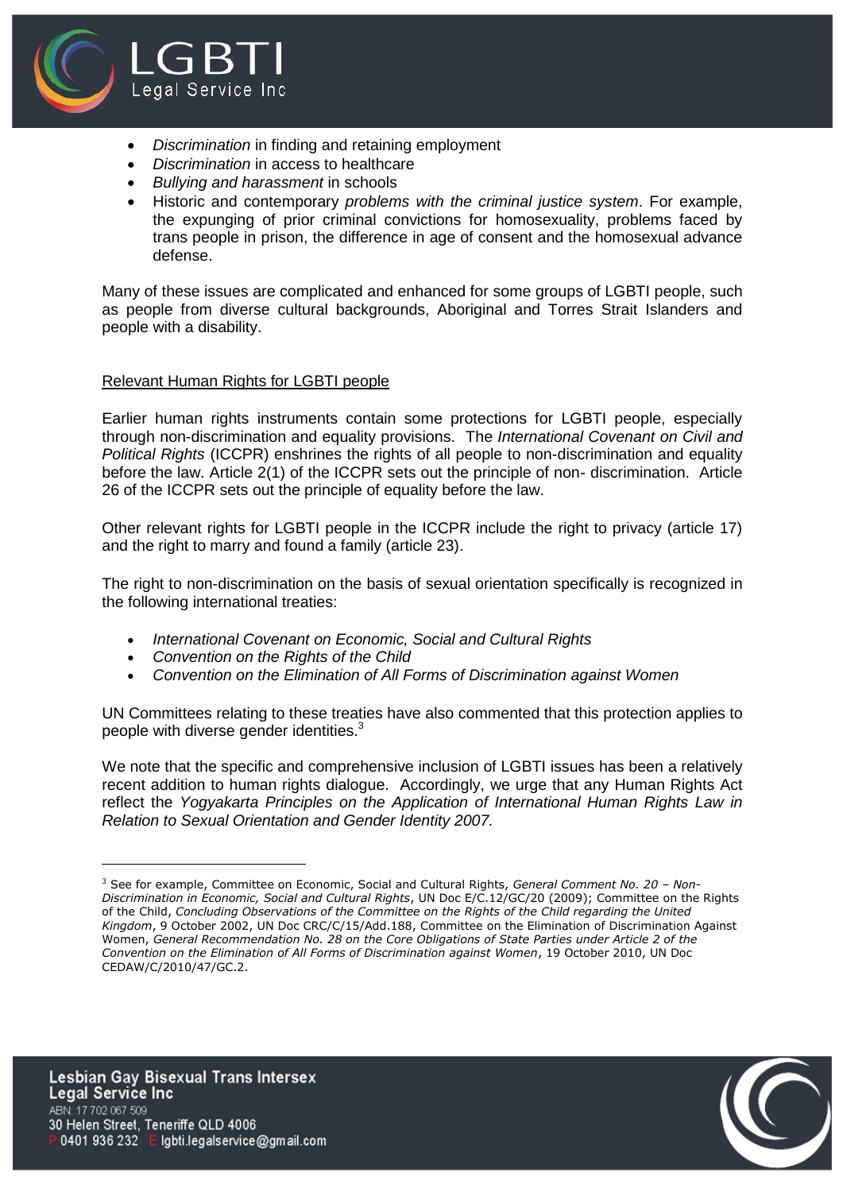- *Discrimination* in finding and retaining employment
- *Discrimination* in access to healthcare
- *Bullying and harassment* in schools
- Historic and contemporary *problems with the criminal justice system*. For example, the expunging of prior criminal convictions for homosexuality, problems faced by trans people in prison, the difference in age of consent and the homosexual advance defense.

Many of these issues are complicated and enhanced for some groups of LGBTI people, such as people from diverse cultural backgrounds, Aboriginal and Torres Strait Islanders and people with a disability.

<u>Relevant Human Rights for LGBTI people</u>

Earlier human rights instruments contain some protections for LGBTI people, especially through non-discrimination and equality provisions. The *International Covenant on Civil and Political Rights* (ICCPR) enshrines the rights of all people to non-discrimination and equality before the law. Article 2(1) of the ICCPR sets out the principle of non- discrimination. Article 26 of the ICCPR sets out the principle of equality before the law.

Other relevant rights for LGBTI people in the ICCPR include the right to privacy (article 17) and the right to marry and found a family (article 23).

The right to non-discrimination on the basis of sexual orientation specifically is recognized in the following international treaties:

- *International Covenant on Economic, Social and Cultural Rights*
- *Convention on the Rights of the Child*
- *Convention on the Elimination of All Forms of Discrimination against Women*

UN Committees relating to these treaties have also commented that this protection applies to people with diverse gender identities.[3]

We note that the specific and comprehensive inclusion of LGBTI issues has been a relatively recent addition to human rights dialogue. Accordingly, we urge that any Human Rights Act reflect the *Yogyakarta Principles on the Application of International Human Rights Law in Relation to Sexual Orientation and Gender Identity 2007.*

---

[3] See for example, Committee on Economic, Social and Cultural Rights, *General Comment No. 20 – Non-Discrimination in Economic, Social and Cultural Rights*, UN Doc E/C.12/GC/20 (2009); Committee on the Rights of the Child, *Concluding Observations of the Committee on the Rights of the Child regarding the United Kingdom*, 9 October 2002, UN Doc CRC/C/15/Add.188, Committee on the Elimination of Discrimination Against Women, *General Recommendation No. 28 on the Core Obligations of State Parties under Article 2 of the Convention on the Elimination of All Forms of Discrimination against Women*, 19 October 2010, UN Doc CEDAW/C/2010/47/GC.2.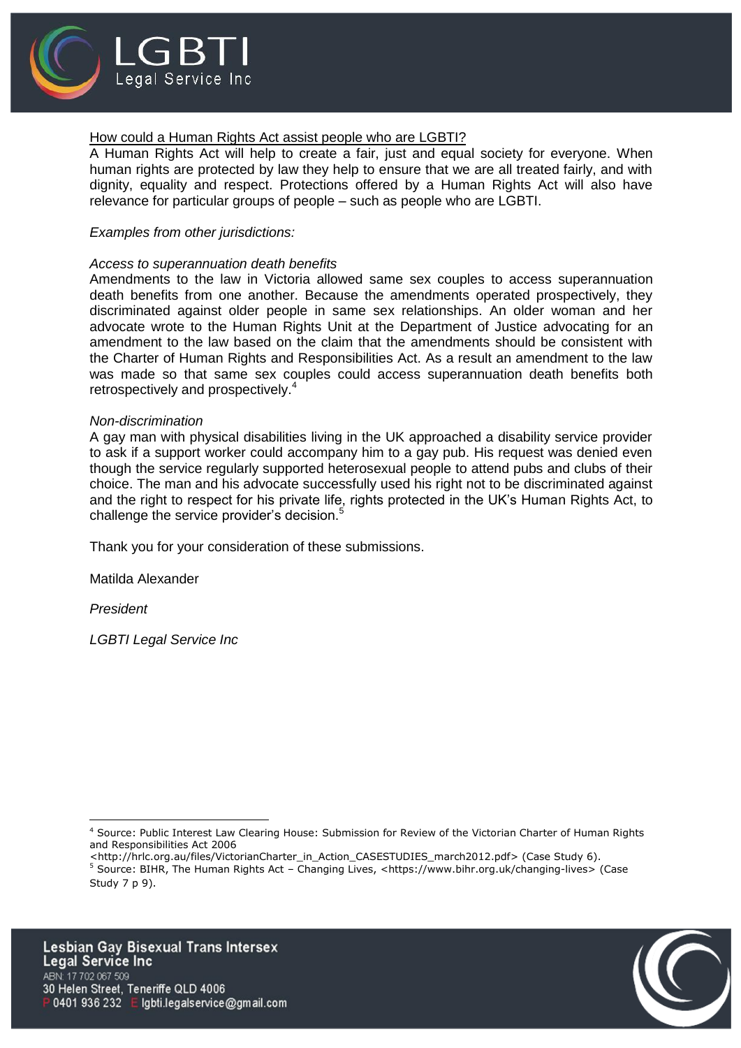How could a Human Rights Act assist people who are LGBTI?

A Human Rights Act will help to create a fair, just and equal society for everyone. When human rights are protected by law they help to ensure that we are all treated fairly, and with dignity, equality and respect. Protections offered by a Human Rights Act will also have relevance for particular groups of people – such as people who are LGBTI.

*Examples from other jurisdictions:*

*Access to superannuation death benefits*

Amendments to the law in Victoria allowed same sex couples to access superannuation death benefits from one another. Because the amendments operated prospectively, they discriminated against older people in same sex relationships. An older woman and her advocate wrote to the Human Rights Unit at the Department of Justice advocating for an amendment to the law based on the claim that the amendments should be consistent with the Charter of Human Rights and Responsibilities Act. As a result an amendment to the law was made so that same sex couples could access superannuation death benefits both retrospectively and prospectively.[4]

*Non-discrimination*

A gay man with physical disabilities living in the UK approached a disability service provider to ask if a support worker could accompany him to a gay pub. His request was denied even though the service regularly supported heterosexual people to attend pubs and clubs of their choice. The man and his advocate successfully used his right not to be discriminated against and the right to respect for his private life, rights protected in the UK's Human Rights Act, to challenge the service provider's decision.[5]

Thank you for your consideration of these submissions.

Matilda Alexander

*President*

*LGBTI Legal Service Inc*

---

[4] Source: Public Interest Law Clearing House: Submission for Review of the Victorian Charter of Human Rights and Responsibilities Act 2006 <http://hrlc.org.au/files/VictorianCharter_in_Action_CASESTUDIES_march2012.pdf> (Case Study 6).

[5] Source: BIHR, The Human Rights Act – Changing Lives, <https://www.bihr.org.uk/changing-lives> (Case Study 7 p 9).

**Lesbian Gay Bisexual Trans Intersex Legal Service Inc**
ABN: 17 702 067 509
30 Helen Street, Teneriffe QLD 4006
P 0401 936 232 E lgbti.legalservice@gmail.com